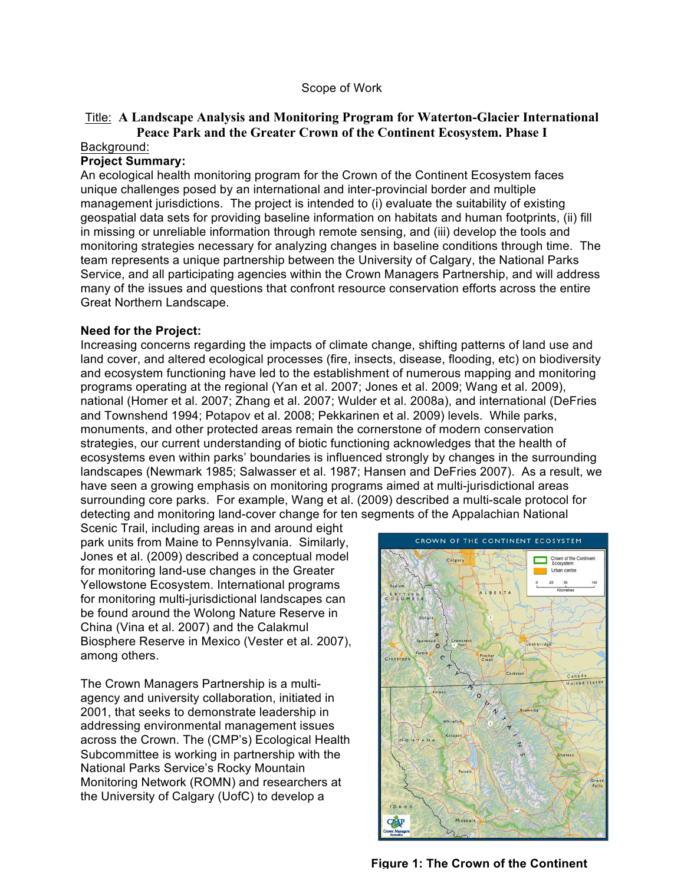Scope of Work

Title: **A Landscape Analysis and Monitoring Program for Waterton-Glacier International Peace Park and the Greater Crown of the Continent Ecosystem. Phase I**

Background:

**Project Summary:**

An ecological health monitoring program for the Crown of the Continent Ecosystem faces unique challenges posed by an international and inter-provincial border and multiple management jurisdictions. The project is intended to (i) evaluate the suitability of existing geospatial data sets for providing baseline information on habitats and human footprints, (ii) fill in missing or unreliable information through remote sensing, and (iii) develop the tools and monitoring strategies necessary for analyzing changes in baseline conditions through time. The team represents a unique partnership between the University of Calgary, the National Parks Service, and all participating agencies within the Crown Managers Partnership, and will address many of the issues and questions that confront resource conservation efforts across the entire Great Northern Landscape.

**Need for the Project:**

Increasing concerns regarding the impacts of climate change, shifting patterns of land use and land cover, and altered ecological processes (fire, insects, disease, flooding, etc) on biodiversity and ecosystem functioning have led to the establishment of numerous mapping and monitoring programs operating at the regional (Yan et al. 2007; Jones et al. 2009; Wang et al. 2009), national (Homer et al. 2007; Zhang et al. 2007; Wulder et al. 2008a), and international (DeFries and Townshend 1994; Potapov et al. 2008; Pekkarinen et al. 2009) levels. While parks, monuments, and other protected areas remain the cornerstone of modern conservation strategies, our current understanding of biotic functioning acknowledges that the health of ecosystems even within parks' boundaries is influenced strongly by changes in the surrounding landscapes (Newmark 1985; Salwasser et al. 1987; Hansen and DeFries 2007). As a result, we have seen a growing emphasis on monitoring programs aimed at multi-jurisdictional areas surrounding core parks. For example, Wang et al. (2009) described a multi-scale protocol for detecting and monitoring land-cover change for ten segments of the Appalachian National Scenic Trail, including areas in and around eight park units from Maine to Pennsylvania. Similarly, Jones et al. (2009) described a conceptual model for monitoring land-use changes in the Greater Yellowstone Ecosystem. International programs for monitoring multi-jurisdictional landscapes can be found around the Wolong Nature Reserve in China (Vina et al. 2007) and the Calakmul Biosphere Reserve in Mexico (Vester et al. 2007), among others.

The Crown Managers Partnership is a multi-agency and university collaboration, initiated in 2001, that seeks to demonstrate leadership in addressing environmental management issues across the Crown. The (CMP's) Ecological Health Subcommittee is working in partnership with the National Parks Service's Rocky Mountain Monitoring Network (ROMN) and researchers at the University of Calgary (UofC) to develop a

**Figure 1: The Crown of the Continent**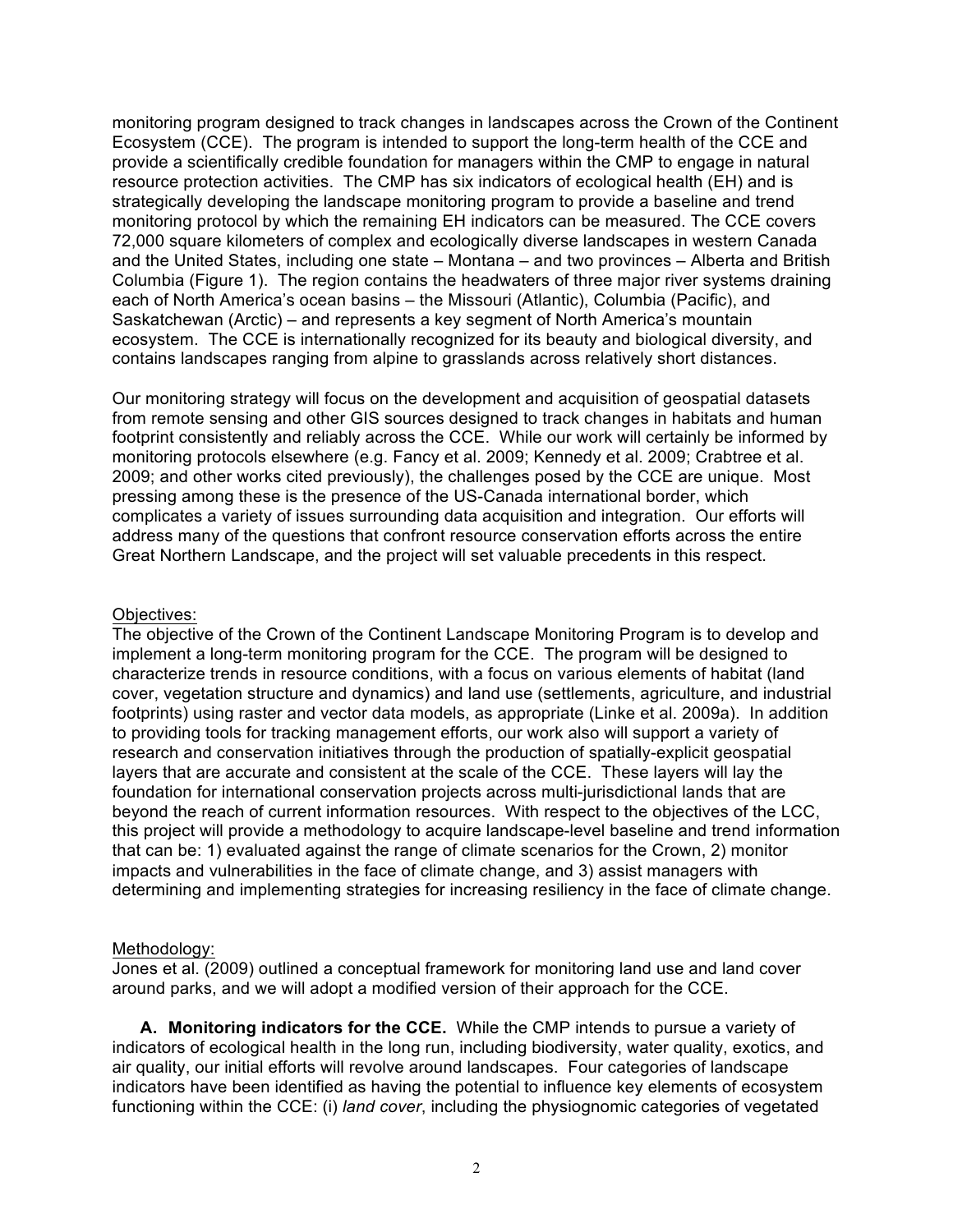monitoring program designed to track changes in landscapes across the Crown of the Continent Ecosystem (CCE). The program is intended to support the long-term health of the CCE and provide a scientifically credible foundation for managers within the CMP to engage in natural resource protection activities. The CMP has six indicators of ecological health (EH) and is strategically developing the landscape monitoring program to provide a baseline and trend monitoring protocol by which the remaining EH indicators can be measured. The CCE covers 72,000 square kilometers of complex and ecologically diverse landscapes in western Canada and the United States, including one state – Montana – and two provinces – Alberta and British Columbia (Figure 1). The region contains the headwaters of three major river systems draining each of North America's ocean basins – the Missouri (Atlantic), Columbia (Pacific), and Saskatchewan (Arctic) – and represents a key segment of North America's mountain ecosystem. The CCE is internationally recognized for its beauty and biological diversity, and contains landscapes ranging from alpine to grasslands across relatively short distances.

Our monitoring strategy will focus on the development and acquisition of geospatial datasets from remote sensing and other GIS sources designed to track changes in habitats and human footprint consistently and reliably across the CCE. While our work will certainly be informed by monitoring protocols elsewhere (e.g. Fancy et al. 2009; Kennedy et al. 2009; Crabtree et al. 2009; and other works cited previously), the challenges posed by the CCE are unique. Most pressing among these is the presence of the US-Canada international border, which complicates a variety of issues surrounding data acquisition and integration. Our efforts will address many of the questions that confront resource conservation efforts across the entire Great Northern Landscape, and the project will set valuable precedents in this respect.

## Objectives:

The objective of the Crown of the Continent Landscape Monitoring Program is to develop and implement a long-term monitoring program for the CCE. The program will be designed to characterize trends in resource conditions, with a focus on various elements of habitat (land cover, vegetation structure and dynamics) and land use (settlements, agriculture, and industrial footprints) using raster and vector data models, as appropriate (Linke et al. 2009a). In addition to providing tools for tracking management efforts, our work also will support a variety of research and conservation initiatives through the production of spatially-explicit geospatial layers that are accurate and consistent at the scale of the CCE. These layers will lay the foundation for international conservation projects across multi-jurisdictional lands that are beyond the reach of current information resources. With respect to the objectives of the LCC, this project will provide a methodology to acquire landscape-level baseline and trend information that can be: 1) evaluated against the range of climate scenarios for the Crown, 2) monitor impacts and vulnerabilities in the face of climate change, and 3) assist managers with determining and implementing strategies for increasing resiliency in the face of climate change.

## Methodology:

Jones et al. (2009) outlined a conceptual framework for monitoring land use and land cover around parks, and we will adopt a modified version of their approach for the CCE.

**A. Monitoring indicators for the CCE.** While the CMP intends to pursue a variety of indicators of ecological health in the long run, including biodiversity, water quality, exotics, and air quality, our initial efforts will revolve around landscapes. Four categories of landscape indicators have been identified as having the potential to influence key elements of ecosystem functioning within the CCE: (i) *land cover*, including the physiognomic categories of vegetated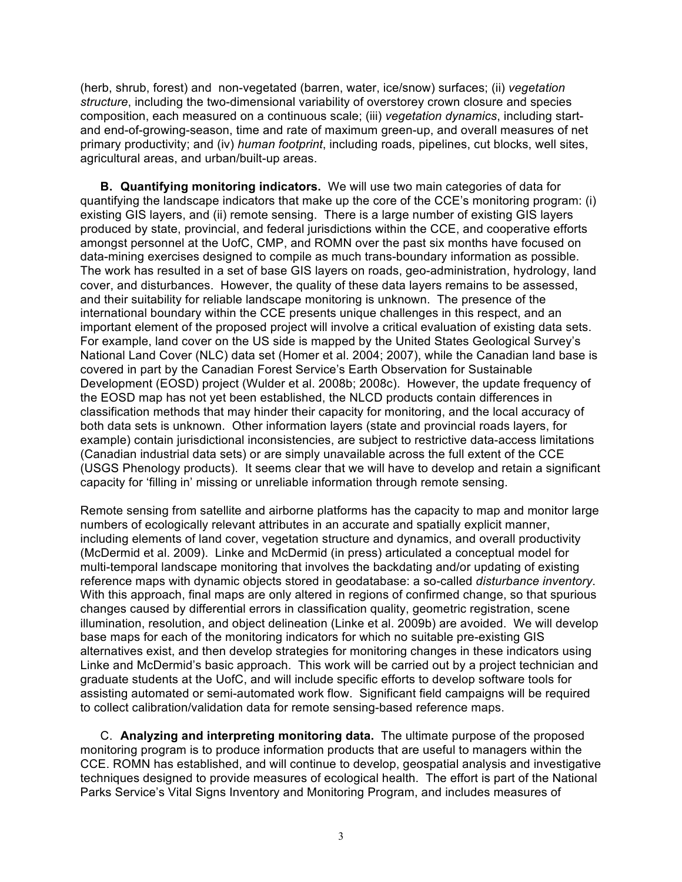(herb, shrub, forest) and non-vegetated (barren, water, ice/snow) surfaces; (ii) *vegetation structure*, including the two-dimensional variability of overstorey crown closure and species composition, each measured on a continuous scale; (iii) *vegetation dynamics*, including start- and end-of-growing-season, time and rate of maximum green-up, and overall measures of net primary productivity; and (iv) *human footprint*, including roads, pipelines, cut blocks, well sites, agricultural areas, and urban/built-up areas.

**B. Quantifying monitoring indicators.** We will use two main categories of data for quantifying the landscape indicators that make up the core of the CCE's monitoring program: (i) existing GIS layers, and (ii) remote sensing. There is a large number of existing GIS layers produced by state, provincial, and federal jurisdictions within the CCE, and cooperative efforts amongst personnel at the UofC, CMP, and ROMN over the past six months have focused on data-mining exercises designed to compile as much trans-boundary information as possible. The work has resulted in a set of base GIS layers on roads, geo-administration, hydrology, land cover, and disturbances. However, the quality of these data layers remains to be assessed, and their suitability for reliable landscape monitoring is unknown. The presence of the international boundary within the CCE presents unique challenges in this respect, and an important element of the proposed project will involve a critical evaluation of existing data sets. For example, land cover on the US side is mapped by the United States Geological Survey's National Land Cover (NLC) data set (Homer et al. 2004; 2007), while the Canadian land base is covered in part by the Canadian Forest Service's Earth Observation for Sustainable Development (EOSD) project (Wulder et al. 2008b; 2008c). However, the update frequency of the EOSD map has not yet been established, the NLCD products contain differences in classification methods that may hinder their capacity for monitoring, and the local accuracy of both data sets is unknown. Other information layers (state and provincial roads layers, for example) contain jurisdictional inconsistencies, are subject to restrictive data-access limitations (Canadian industrial data sets) or are simply unavailable across the full extent of the CCE (USGS Phenology products). It seems clear that we will have to develop and retain a significant capacity for 'filling in' missing or unreliable information through remote sensing.

Remote sensing from satellite and airborne platforms has the capacity to map and monitor large numbers of ecologically relevant attributes in an accurate and spatially explicit manner, including elements of land cover, vegetation structure and dynamics, and overall productivity (McDermid et al. 2009). Linke and McDermid (in press) articulated a conceptual model for multi-temporal landscape monitoring that involves the backdating and/or updating of existing reference maps with dynamic objects stored in geodatabase: a so-called *disturbance inventory*. With this approach, final maps are only altered in regions of confirmed change, so that spurious changes caused by differential errors in classification quality, geometric registration, scene illumination, resolution, and object delineation (Linke et al. 2009b) are avoided. We will develop base maps for each of the monitoring indicators for which no suitable pre-existing GIS alternatives exist, and then develop strategies for monitoring changes in these indicators using Linke and McDermid's basic approach. This work will be carried out by a project technician and graduate students at the UofC, and will include specific efforts to develop software tools for assisting automated or semi-automated work flow. Significant field campaigns will be required to collect calibration/validation data for remote sensing-based reference maps.

C. **Analyzing and interpreting monitoring data.** The ultimate purpose of the proposed monitoring program is to produce information products that are useful to managers within the CCE. ROMN has established, and will continue to develop, geospatial analysis and investigative techniques designed to provide measures of ecological health. The effort is part of the National Parks Service's Vital Signs Inventory and Monitoring Program, and includes measures of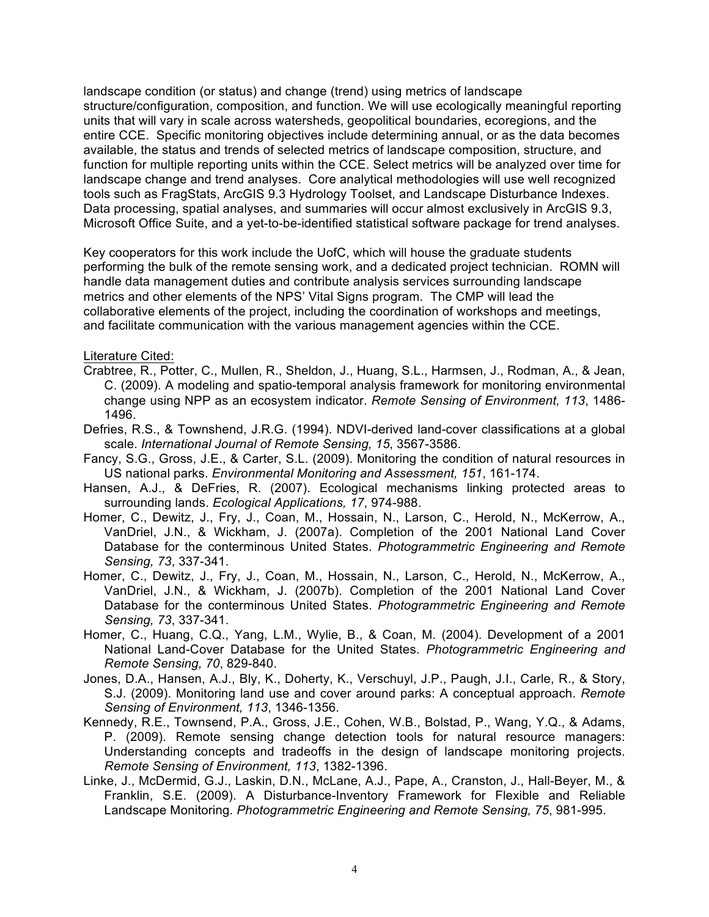landscape condition (or status) and change (trend) using metrics of landscape structure/configuration, composition, and function. We will use ecologically meaningful reporting units that will vary in scale across watersheds, geopolitical boundaries, ecoregions, and the entire CCE. Specific monitoring objectives include determining annual, or as the data becomes available, the status and trends of selected metrics of landscape composition, structure, and function for multiple reporting units within the CCE. Select metrics will be analyzed over time for landscape change and trend analyses. Core analytical methodologies will use well recognized tools such as FragStats, ArcGIS 9.3 Hydrology Toolset, and Landscape Disturbance Indexes. Data processing, spatial analyses, and summaries will occur almost exclusively in ArcGIS 9.3, Microsoft Office Suite, and a yet-to-be-identified statistical software package for trend analyses.

Key cooperators for this work include the UofC, which will house the graduate students performing the bulk of the remote sensing work, and a dedicated project technician. ROMN will handle data management duties and contribute analysis services surrounding landscape metrics and other elements of the NPS' Vital Signs program. The CMP will lead the collaborative elements of the project, including the coordination of workshops and meetings, and facilitate communication with the various management agencies within the CCE.

<u>Literature Cited:</u>

Crabtree, R., Potter, C., Mullen, R., Sheldon, J., Huang, S.L., Harmsen, J., Rodman, A., & Jean, C. (2009). A modeling and spatio-temporal analysis framework for monitoring environmental change using NPP as an ecosystem indicator. *Remote Sensing of Environment, 113*, 1486-1496.

Defries, R.S., & Townshend, J.R.G. (1994). NDVI-derived land-cover classifications at a global scale. *International Journal of Remote Sensing, 15*, 3567-3586.

Fancy, S.G., Gross, J.E., & Carter, S.L. (2009). Monitoring the condition of natural resources in US national parks. *Environmental Monitoring and Assessment, 151*, 161-174.

Hansen, A.J., & DeFries, R. (2007). Ecological mechanisms linking protected areas to surrounding lands. *Ecological Applications, 17*, 974-988.

Homer, C., Dewitz, J., Fry, J., Coan, M., Hossain, N., Larson, C., Herold, N., McKerrow, A., VanDriel, J.N., & Wickham, J. (2007a). Completion of the 2001 National Land Cover Database for the conterminous United States. *Photogrammetric Engineering and Remote Sensing, 73*, 337-341.

Homer, C., Dewitz, J., Fry, J., Coan, M., Hossain, N., Larson, C., Herold, N., McKerrow, A., VanDriel, J.N., & Wickham, J. (2007b). Completion of the 2001 National Land Cover Database for the conterminous United States. *Photogrammetric Engineering and Remote Sensing, 73*, 337-341.

Homer, C., Huang, C.Q., Yang, L.M., Wylie, B., & Coan, M. (2004). Development of a 2001 National Land-Cover Database for the United States. *Photogrammetric Engineering and Remote Sensing, 70*, 829-840.

Jones, D.A., Hansen, A.J., Bly, K., Doherty, K., Verschuyl, J.P., Paugh, J.I., Carle, R., & Story, S.J. (2009). Monitoring land use and cover around parks: A conceptual approach. *Remote Sensing of Environment, 113*, 1346-1356.

Kennedy, R.E., Townsend, P.A., Gross, J.E., Cohen, W.B., Bolstad, P., Wang, Y.Q., & Adams, P. (2009). Remote sensing change detection tools for natural resource managers: Understanding concepts and tradeoffs in the design of landscape monitoring projects. *Remote Sensing of Environment, 113*, 1382-1396.

Linke, J., McDermid, G.J., Laskin, D.N., McLane, A.J., Pape, A., Cranston, J., Hall-Beyer, M., & Franklin, S.E. (2009). A Disturbance-Inventory Framework for Flexible and Reliable Landscape Monitoring. *Photogrammetric Engineering and Remote Sensing, 75*, 981-995.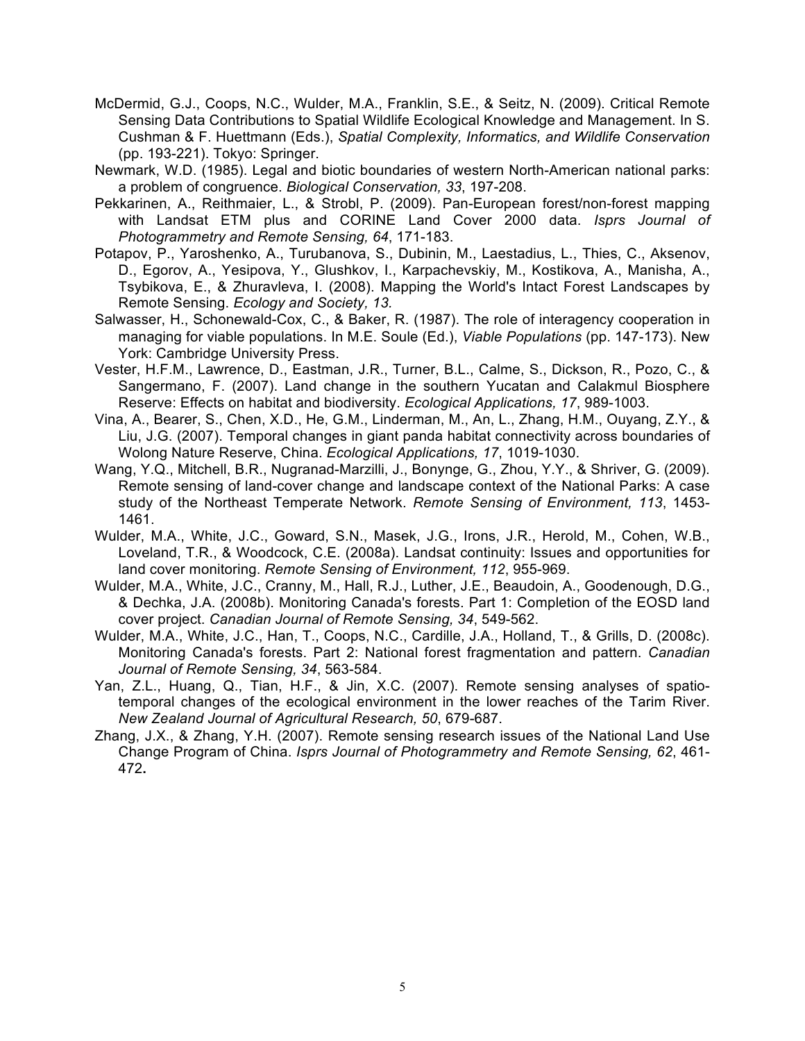McDermid, G.J., Coops, N.C., Wulder, M.A., Franklin, S.E., & Seitz, N. (2009). Critical Remote Sensing Data Contributions to Spatial Wildlife Ecological Knowledge and Management. In S. Cushman & F. Huettmann (Eds.), *Spatial Complexity, Informatics, and Wildlife Conservation* (pp. 193-221). Tokyo: Springer.

Newmark, W.D. (1985). Legal and biotic boundaries of western North-American national parks: a problem of congruence. *Biological Conservation, 33*, 197-208.

Pekkarinen, A., Reithmaier, L., & Strobl, P. (2009). Pan-European forest/non-forest mapping with Landsat ETM plus and CORINE Land Cover 2000 data. *Isprs Journal of Photogrammetry and Remote Sensing, 64*, 171-183.

Potapov, P., Yaroshenko, A., Turubanova, S., Dubinin, M., Laestadius, L., Thies, C., Aksenov, D., Egorov, A., Yesipova, Y., Glushkov, I., Karpachevskiy, M., Kostikova, A., Manisha, A., Tsybikova, E., & Zhuravleva, I. (2008). Mapping the World's Intact Forest Landscapes by Remote Sensing. *Ecology and Society, 13.*

Salwasser, H., Schonewald-Cox, C., & Baker, R. (1987). The role of interagency cooperation in managing for viable populations. In M.E. Soule (Ed.), *Viable Populations* (pp. 147-173). New York: Cambridge University Press.

Vester, H.F.M., Lawrence, D., Eastman, J.R., Turner, B.L., Calme, S., Dickson, R., Pozo, C., & Sangermano, F. (2007). Land change in the southern Yucatan and Calakmul Biosphere Reserve: Effects on habitat and biodiversity. *Ecological Applications, 17*, 989-1003.

Vina, A., Bearer, S., Chen, X.D., He, G.M., Linderman, M., An, L., Zhang, H.M., Ouyang, Z.Y., & Liu, J.G. (2007). Temporal changes in giant panda habitat connectivity across boundaries of Wolong Nature Reserve, China. *Ecological Applications, 17*, 1019-1030.

Wang, Y.Q., Mitchell, B.R., Nugranad-Marzilli, J., Bonynge, G., Zhou, Y.Y., & Shriver, G. (2009). Remote sensing of land-cover change and landscape context of the National Parks: A case study of the Northeast Temperate Network. *Remote Sensing of Environment, 113*, 1453-1461.

Wulder, M.A., White, J.C., Goward, S.N., Masek, J.G., Irons, J.R., Herold, M., Cohen, W.B., Loveland, T.R., & Woodcock, C.E. (2008a). Landsat continuity: Issues and opportunities for land cover monitoring. *Remote Sensing of Environment, 112*, 955-969.

Wulder, M.A., White, J.C., Cranny, M., Hall, R.J., Luther, J.E., Beaudoin, A., Goodenough, D.G., & Dechka, J.A. (2008b). Monitoring Canada's forests. Part 1: Completion of the EOSD land cover project. *Canadian Journal of Remote Sensing, 34*, 549-562.

Wulder, M.A., White, J.C., Han, T., Coops, N.C., Cardille, J.A., Holland, T., & Grills, D. (2008c). Monitoring Canada's forests. Part 2: National forest fragmentation and pattern. *Canadian Journal of Remote Sensing, 34*, 563-584.

Yan, Z.L., Huang, Q., Tian, H.F., & Jin, X.C. (2007). Remote sensing analyses of spatio-temporal changes of the ecological environment in the lower reaches of the Tarim River. *New Zealand Journal of Agricultural Research, 50*, 679-687.

Zhang, J.X., & Zhang, Y.H. (2007). Remote sensing research issues of the National Land Use Change Program of China. *Isprs Journal of Photogrammetry and Remote Sensing, 62*, 461-472.